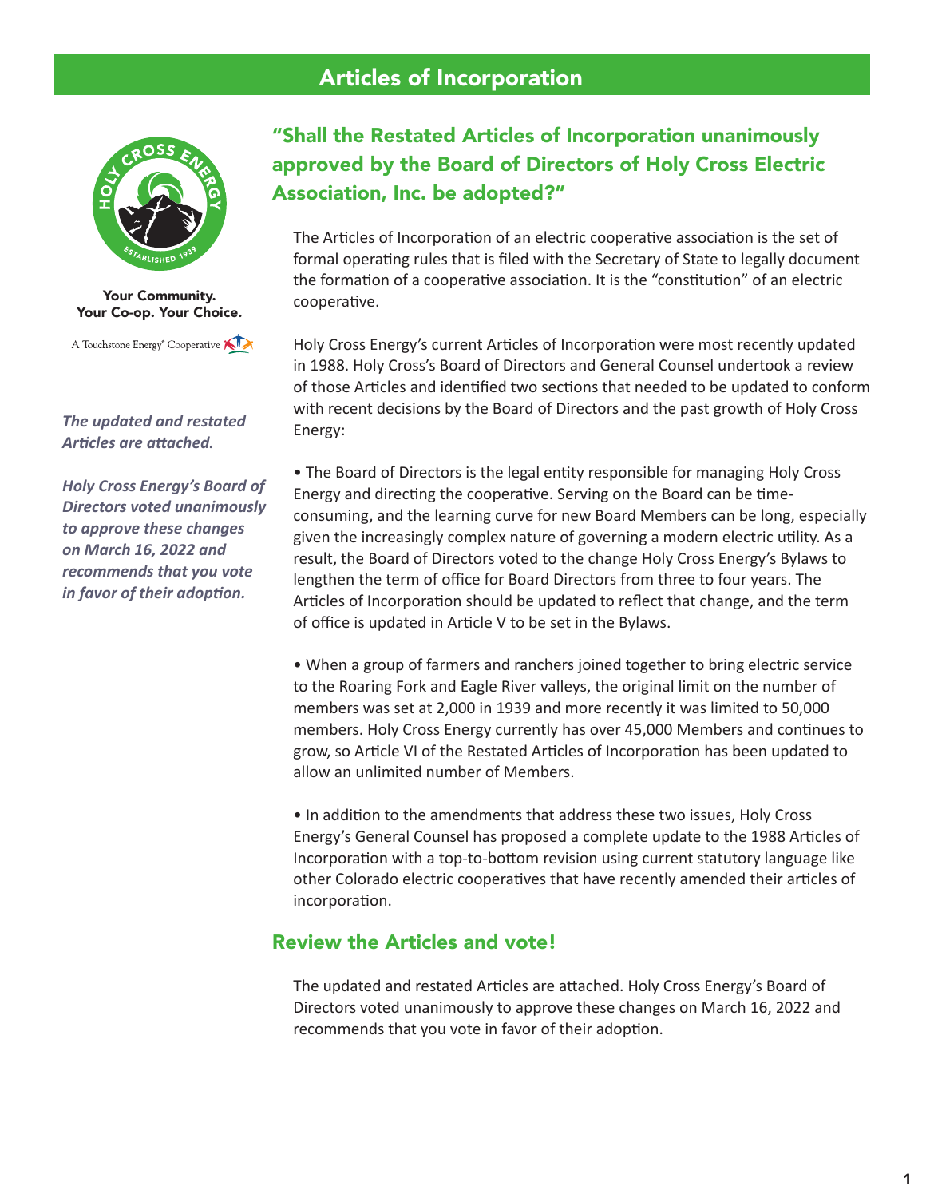# Articles of Incorporation

Your Community.
Your Co-op. Your Choice.

A Touchstone Energy® Cooperative

*The updated and restated Articles are attached.*

*Holy Cross Energy's Board of Directors voted unanimously to approve these changes on March 16, 2022 and recommends that you vote in favor of their adoption.*

## "Shall the Restated Articles of Incorporation unanimously approved by the Board of Directors of Holy Cross Electric Association, Inc. be adopted?"

The Articles of Incorporation of an electric cooperative association is the set of formal operating rules that is filed with the Secretary of State to legally document the formation of a cooperative association. It is the "constitution" of an electric cooperative.

Holy Cross Energy's current Articles of Incorporation were most recently updated in 1988. Holy Cross's Board of Directors and General Counsel undertook a review of those Articles and identified two sections that needed to be updated to conform with recent decisions by the Board of Directors and the past growth of Holy Cross Energy:

- The Board of Directors is the legal entity responsible for managing Holy Cross Energy and directing the cooperative. Serving on the Board can be time-consuming, and the learning curve for new Board Members can be long, especially given the increasingly complex nature of governing a modern electric utility. As a result, the Board of Directors voted to the change Holy Cross Energy's Bylaws to lengthen the term of office for Board Directors from three to four years. The Articles of Incorporation should be updated to reflect that change, and the term of office is updated in Article V to be set in the Bylaws.

- When a group of farmers and ranchers joined together to bring electric service to the Roaring Fork and Eagle River valleys, the original limit on the number of members was set at 2,000 in 1939 and more recently it was limited to 50,000 members. Holy Cross Energy currently has over 45,000 Members and continues to grow, so Article VI of the Restated Articles of Incorporation has been updated to allow an unlimited number of Members.

- In addition to the amendments that address these two issues, Holy Cross Energy's General Counsel has proposed a complete update to the 1988 Articles of Incorporation with a top-to-bottom revision using current statutory language like other Colorado electric cooperatives that have recently amended their articles of incorporation.

## Review the Articles and vote!

The updated and restated Articles are attached. Holy Cross Energy's Board of Directors voted unanimously to approve these changes on March 16, 2022 and recommends that you vote in favor of their adoption.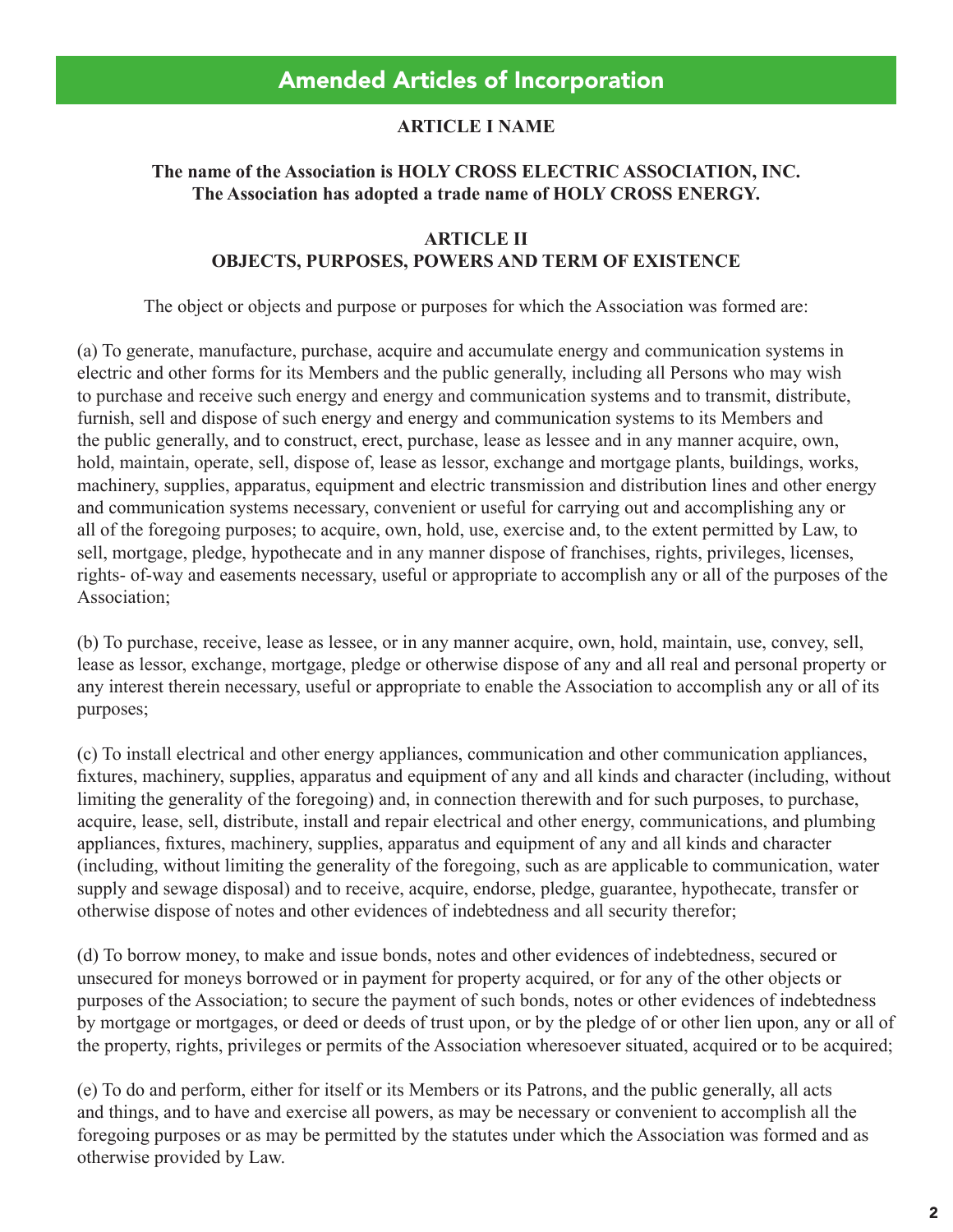# Amended Articles of Incorporation

## ARTICLE I NAME

**The name of the Association is HOLY CROSS ELECTRIC ASSOCIATION, INC. The Association has adopted a trade name of HOLY CROSS ENERGY.**

## ARTICLE II
## OBJECTS, PURPOSES, POWERS AND TERM OF EXISTENCE

The object or objects and purpose or purposes for which the Association was formed are:

(a) To generate, manufacture, purchase, acquire and accumulate energy and communication systems in electric and other forms for its Members and the public generally, including all Persons who may wish to purchase and receive such energy and energy and communication systems and to transmit, distribute, furnish, sell and dispose of such energy and energy and communication systems to its Members and the public generally, and to construct, erect, purchase, lease as lessee and in any manner acquire, own, hold, maintain, operate, sell, dispose of, lease as lessor, exchange and mortgage plants, buildings, works, machinery, supplies, apparatus, equipment and electric transmission and distribution lines and other energy and communication systems necessary, convenient or useful for carrying out and accomplishing any or all of the foregoing purposes; to acquire, own, hold, use, exercise and, to the extent permitted by Law, to sell, mortgage, pledge, hypothecate and in any manner dispose of franchises, rights, privileges, licenses, rights- of-way and easements necessary, useful or appropriate to accomplish any or all of the purposes of the Association;

(b) To purchase, receive, lease as lessee, or in any manner acquire, own, hold, maintain, use, convey, sell, lease as lessor, exchange, mortgage, pledge or otherwise dispose of any and all real and personal property or any interest therein necessary, useful or appropriate to enable the Association to accomplish any or all of its purposes;

(c) To install electrical and other energy appliances, communication and other communication appliances, fixtures, machinery, supplies, apparatus and equipment of any and all kinds and character (including, without limiting the generality of the foregoing) and, in connection therewith and for such purposes, to purchase, acquire, lease, sell, distribute, install and repair electrical and other energy, communications, and plumbing appliances, fixtures, machinery, supplies, apparatus and equipment of any and all kinds and character (including, without limiting the generality of the foregoing, such as are applicable to communication, water supply and sewage disposal) and to receive, acquire, endorse, pledge, guarantee, hypothecate, transfer or otherwise dispose of notes and other evidences of indebtedness and all security therefor;

(d) To borrow money, to make and issue bonds, notes and other evidences of indebtedness, secured or unsecured for moneys borrowed or in payment for property acquired, or for any of the other objects or purposes of the Association; to secure the payment of such bonds, notes or other evidences of indebtedness by mortgage or mortgages, or deed or deeds of trust upon, or by the pledge of or other lien upon, any or all of the property, rights, privileges or permits of the Association wheresoever situated, acquired or to be acquired;

(e) To do and perform, either for itself or its Members or its Patrons, and the public generally, all acts and things, and to have and exercise all powers, as may be necessary or convenient to accomplish all the foregoing purposes or as may be permitted by the statutes under which the Association was formed and as otherwise provided by Law.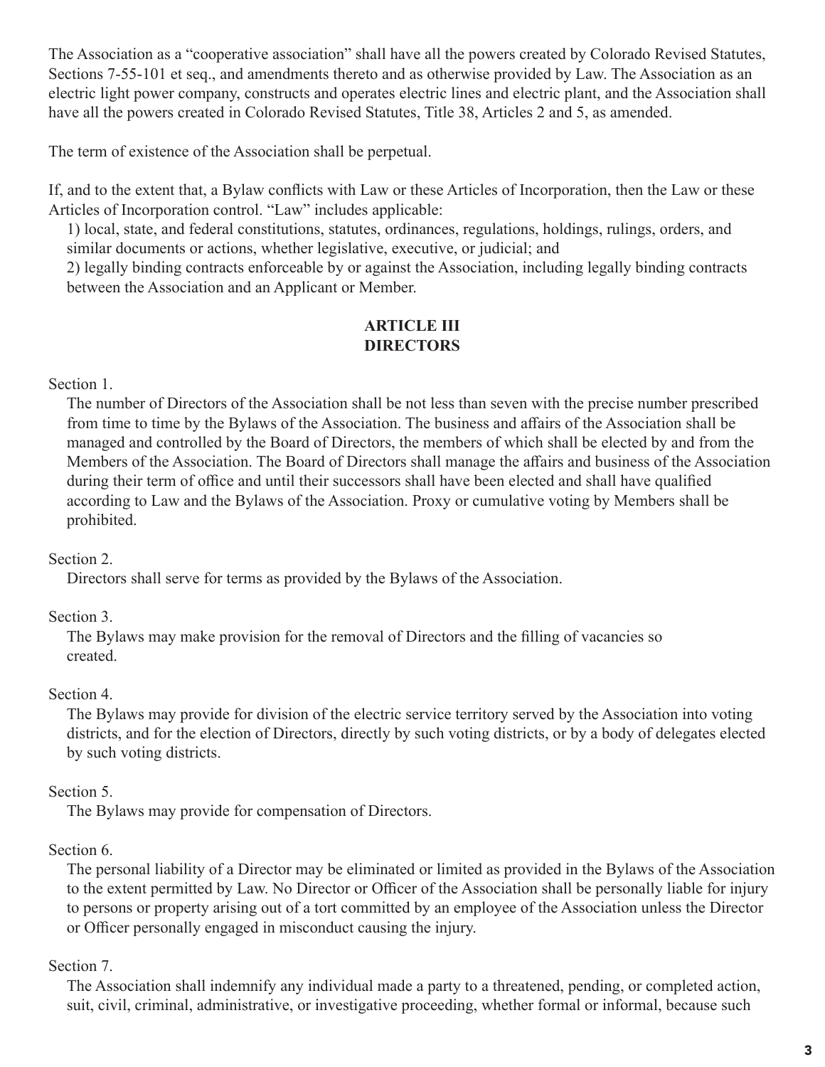The Association as a "cooperative association" shall have all the powers created by Colorado Revised Statutes, Sections 7-55-101 et seq., and amendments thereto and as otherwise provided by Law. The Association as an electric light power company, constructs and operates electric lines and electric plant, and the Association shall have all the powers created in Colorado Revised Statutes, Title 38, Articles 2 and 5, as amended.

The term of existence of the Association shall be perpetual.

If, and to the extent that, a Bylaw conflicts with Law or these Articles of Incorporation, then the Law or these Articles of Incorporation control. "Law" includes applicable:

1) local, state, and federal constitutions, statutes, ordinances, regulations, holdings, rulings, orders, and similar documents or actions, whether legislative, executive, or judicial; and
2) legally binding contracts enforceable by or against the Association, including legally binding contracts between the Association and an Applicant or Member.

## ARTICLE III
## DIRECTORS

Section 1.

The number of Directors of the Association shall be not less than seven with the precise number prescribed from time to time by the Bylaws of the Association. The business and affairs of the Association shall be managed and controlled by the Board of Directors, the members of which shall be elected by and from the Members of the Association. The Board of Directors shall manage the affairs and business of the Association during their term of office and until their successors shall have been elected and shall have qualified according to Law and the Bylaws of the Association. Proxy or cumulative voting by Members shall be prohibited.

Section 2.

Directors shall serve for terms as provided by the Bylaws of the Association.

Section 3.

The Bylaws may make provision for the removal of Directors and the filling of vacancies so created.

Section 4.

The Bylaws may provide for division of the electric service territory served by the Association into voting districts, and for the election of Directors, directly by such voting districts, or by a body of delegates elected by such voting districts.

Section 5.

The Bylaws may provide for compensation of Directors.

Section 6.

The personal liability of a Director may be eliminated or limited as provided in the Bylaws of the Association to the extent permitted by Law. No Director or Officer of the Association shall be personally liable for injury to persons or property arising out of a tort committed by an employee of the Association unless the Director or Officer personally engaged in misconduct causing the injury.

Section 7.

The Association shall indemnify any individual made a party to a threatened, pending, or completed action, suit, civil, criminal, administrative, or investigative proceeding, whether formal or informal, because such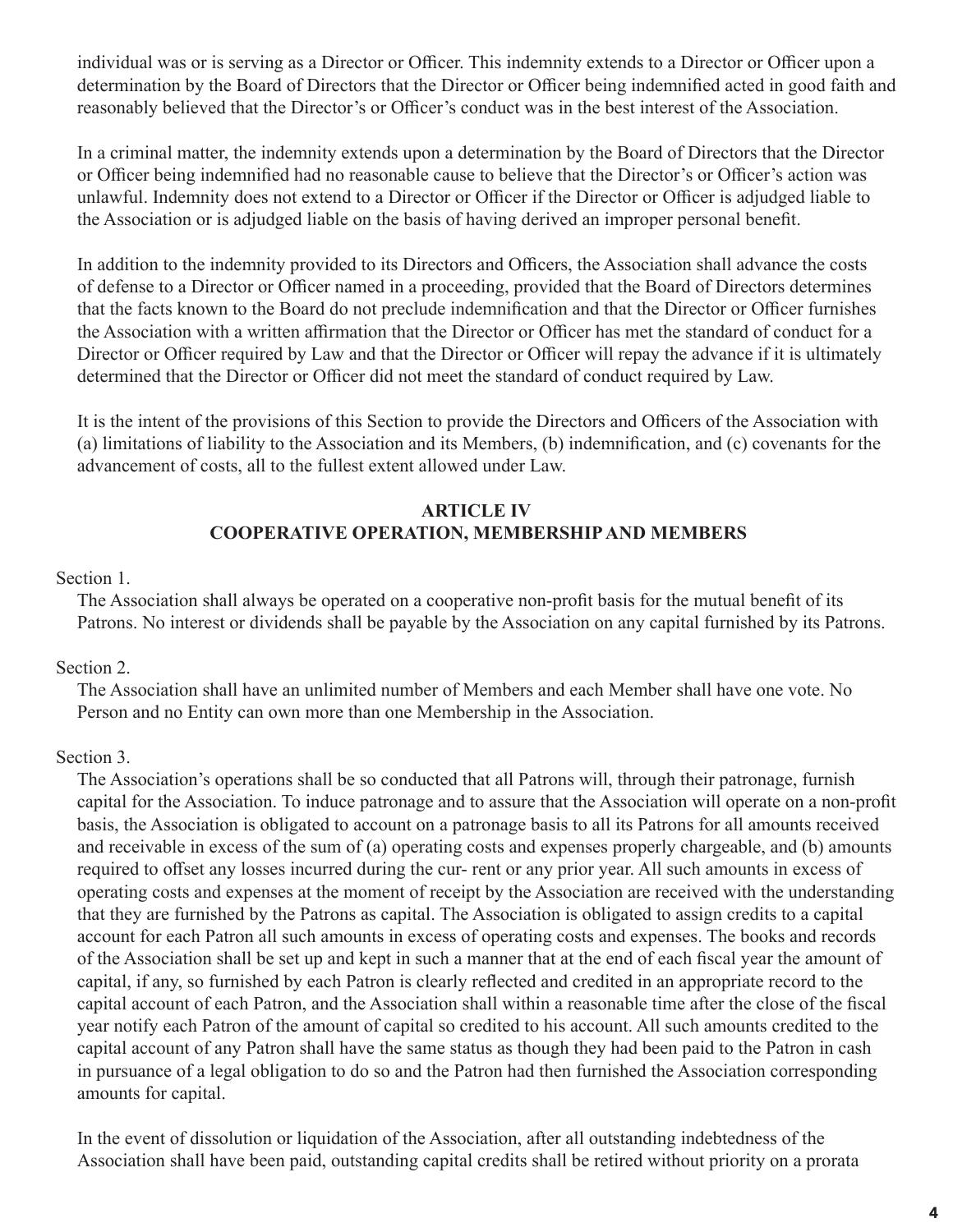individual was or is serving as a Director or Officer. This indemnity extends to a Director or Officer upon a determination by the Board of Directors that the Director or Officer being indemnified acted in good faith and reasonably believed that the Director's or Officer's conduct was in the best interest of the Association.

In a criminal matter, the indemnity extends upon a determination by the Board of Directors that the Director or Officer being indemnified had no reasonable cause to believe that the Director's or Officer's action was unlawful. Indemnity does not extend to a Director or Officer if the Director or Officer is adjudged liable to the Association or is adjudged liable on the basis of having derived an improper personal benefit.

In addition to the indemnity provided to its Directors and Officers, the Association shall advance the costs of defense to a Director or Officer named in a proceeding, provided that the Board of Directors determines that the facts known to the Board do not preclude indemnification and that the Director or Officer furnishes the Association with a written affirmation that the Director or Officer has met the standard of conduct for a Director or Officer required by Law and that the Director or Officer will repay the advance if it is ultimately determined that the Director or Officer did not meet the standard of conduct required by Law.

It is the intent of the provisions of this Section to provide the Directors and Officers of the Association with (a) limitations of liability to the Association and its Members, (b) indemnification, and (c) covenants for the advancement of costs, all to the fullest extent allowed under Law.

## ARTICLE IV
## COOPERATIVE OPERATION, MEMBERSHIP AND MEMBERS

Section 1.

The Association shall always be operated on a cooperative non-profit basis for the mutual benefit of its Patrons. No interest or dividends shall be payable by the Association on any capital furnished by its Patrons.

Section 2.

The Association shall have an unlimited number of Members and each Member shall have one vote. No Person and no Entity can own more than one Membership in the Association.

Section 3.

The Association's operations shall be so conducted that all Patrons will, through their patronage, furnish capital for the Association. To induce patronage and to assure that the Association will operate on a non-profit basis, the Association is obligated to account on a patronage basis to all its Patrons for all amounts received and receivable in excess of the sum of (a) operating costs and expenses properly chargeable, and (b) amounts required to offset any losses incurred during the cur- rent or any prior year. All such amounts in excess of operating costs and expenses at the moment of receipt by the Association are received with the understanding that they are furnished by the Patrons as capital. The Association is obligated to assign credits to a capital account for each Patron all such amounts in excess of operating costs and expenses. The books and records of the Association shall be set up and kept in such a manner that at the end of each fiscal year the amount of capital, if any, so furnished by each Patron is clearly reflected and credited in an appropriate record to the capital account of each Patron, and the Association shall within a reasonable time after the close of the fiscal year notify each Patron of the amount of capital so credited to his account. All such amounts credited to the capital account of any Patron shall have the same status as though they had been paid to the Patron in cash in pursuance of a legal obligation to do so and the Patron had then furnished the Association corresponding amounts for capital.

In the event of dissolution or liquidation of the Association, after all outstanding indebtedness of the Association shall have been paid, outstanding capital credits shall be retired without priority on a prorata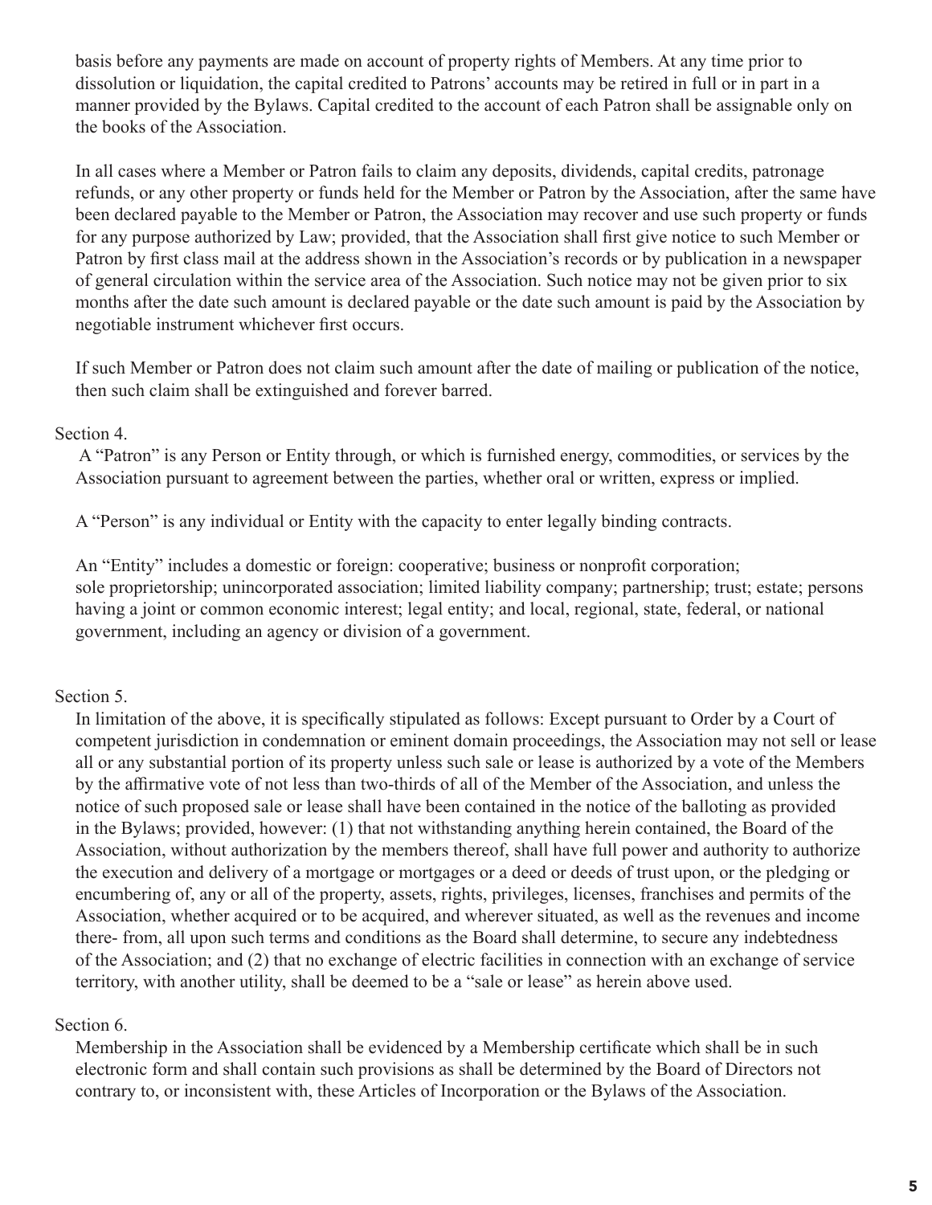basis before any payments are made on account of property rights of Members. At any time prior to dissolution or liquidation, the capital credited to Patrons' accounts may be retired in full or in part in a manner provided by the Bylaws. Capital credited to the account of each Patron shall be assignable only on the books of the Association.

In all cases where a Member or Patron fails to claim any deposits, dividends, capital credits, patronage refunds, or any other property or funds held for the Member or Patron by the Association, after the same have been declared payable to the Member or Patron, the Association may recover and use such property or funds for any purpose authorized by Law; provided, that the Association shall first give notice to such Member or Patron by first class mail at the address shown in the Association's records or by publication in a newspaper of general circulation within the service area of the Association. Such notice may not be given prior to six months after the date such amount is declared payable or the date such amount is paid by the Association by negotiable instrument whichever first occurs.

If such Member or Patron does not claim such amount after the date of mailing or publication of the notice, then such claim shall be extinguished and forever barred.

Section 4.

A "Patron" is any Person or Entity through, or which is furnished energy, commodities, or services by the Association pursuant to agreement between the parties, whether oral or written, express or implied.

A "Person" is any individual or Entity with the capacity to enter legally binding contracts.

An "Entity" includes a domestic or foreign: cooperative; business or nonprofit corporation; sole proprietorship; unincorporated association; limited liability company; partnership; trust; estate; persons having a joint or common economic interest; legal entity; and local, regional, state, federal, or national government, including an agency or division of a government.

Section 5.

In limitation of the above, it is specifically stipulated as follows: Except pursuant to Order by a Court of competent jurisdiction in condemnation or eminent domain proceedings, the Association may not sell or lease all or any substantial portion of its property unless such sale or lease is authorized by a vote of the Members by the affirmative vote of not less than two-thirds of all of the Member of the Association, and unless the notice of such proposed sale or lease shall have been contained in the notice of the balloting as provided in the Bylaws; provided, however: (1) that not withstanding anything herein contained, the Board of the Association, without authorization by the members thereof, shall have full power and authority to authorize the execution and delivery of a mortgage or mortgages or a deed or deeds of trust upon, or the pledging or encumbering of, any or all of the property, assets, rights, privileges, licenses, franchises and permits of the Association, whether acquired or to be acquired, and wherever situated, as well as the revenues and income there- from, all upon such terms and conditions as the Board shall determine, to secure any indebtedness of the Association; and (2) that no exchange of electric facilities in connection with an exchange of service territory, with another utility, shall be deemed to be a "sale or lease" as herein above used.

Section 6.

Membership in the Association shall be evidenced by a Membership certificate which shall be in such electronic form and shall contain such provisions as shall be determined by the Board of Directors not contrary to, or inconsistent with, these Articles of Incorporation or the Bylaws of the Association.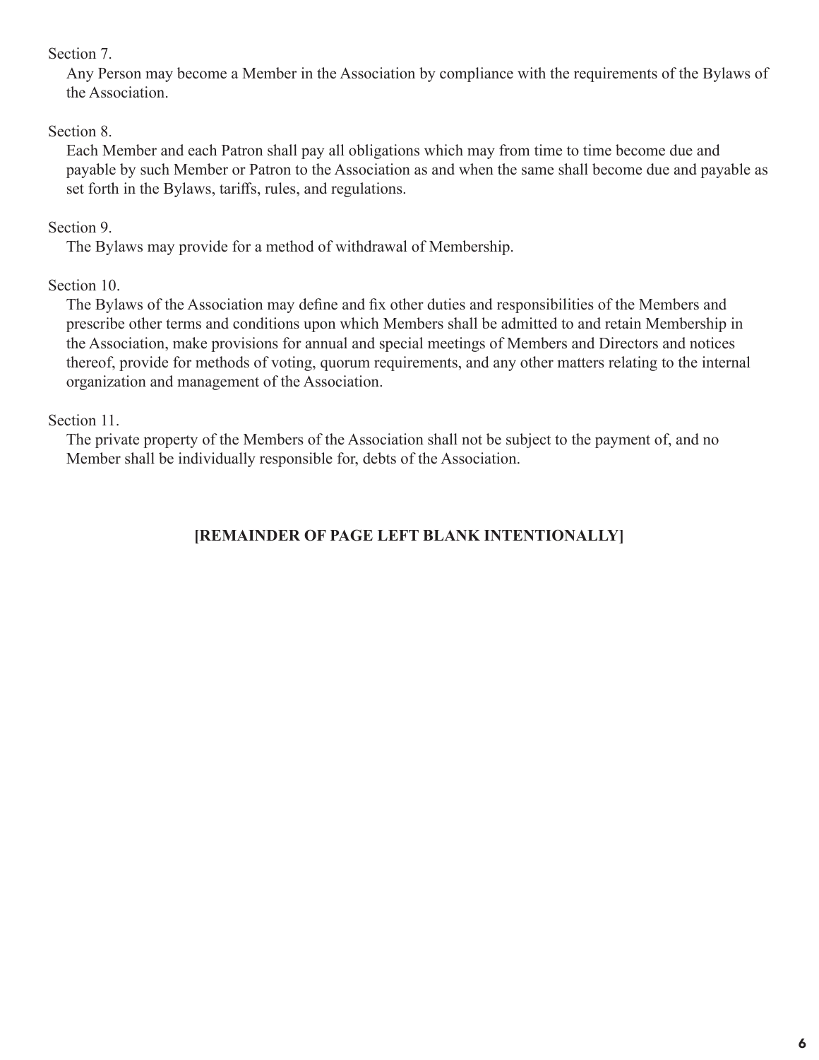Section 7.

Any Person may become a Member in the Association by compliance with the requirements of the Bylaws of the Association.

Section 8.

Each Member and each Patron shall pay all obligations which may from time to time become due and payable by such Member or Patron to the Association as and when the same shall become due and payable as set forth in the Bylaws, tariffs, rules, and regulations.

Section 9.

The Bylaws may provide for a method of withdrawal of Membership.

Section 10.

The Bylaws of the Association may define and fix other duties and responsibilities of the Members and prescribe other terms and conditions upon which Members shall be admitted to and retain Membership in the Association, make provisions for annual and special meetings of Members and Directors and notices thereof, provide for methods of voting, quorum requirements, and any other matters relating to the internal organization and management of the Association.

Section 11.

The private property of the Members of the Association shall not be subject to the payment of, and no Member shall be individually responsible for, debts of the Association.

**[REMAINDER OF PAGE LEFT BLANK INTENTIONALLY]**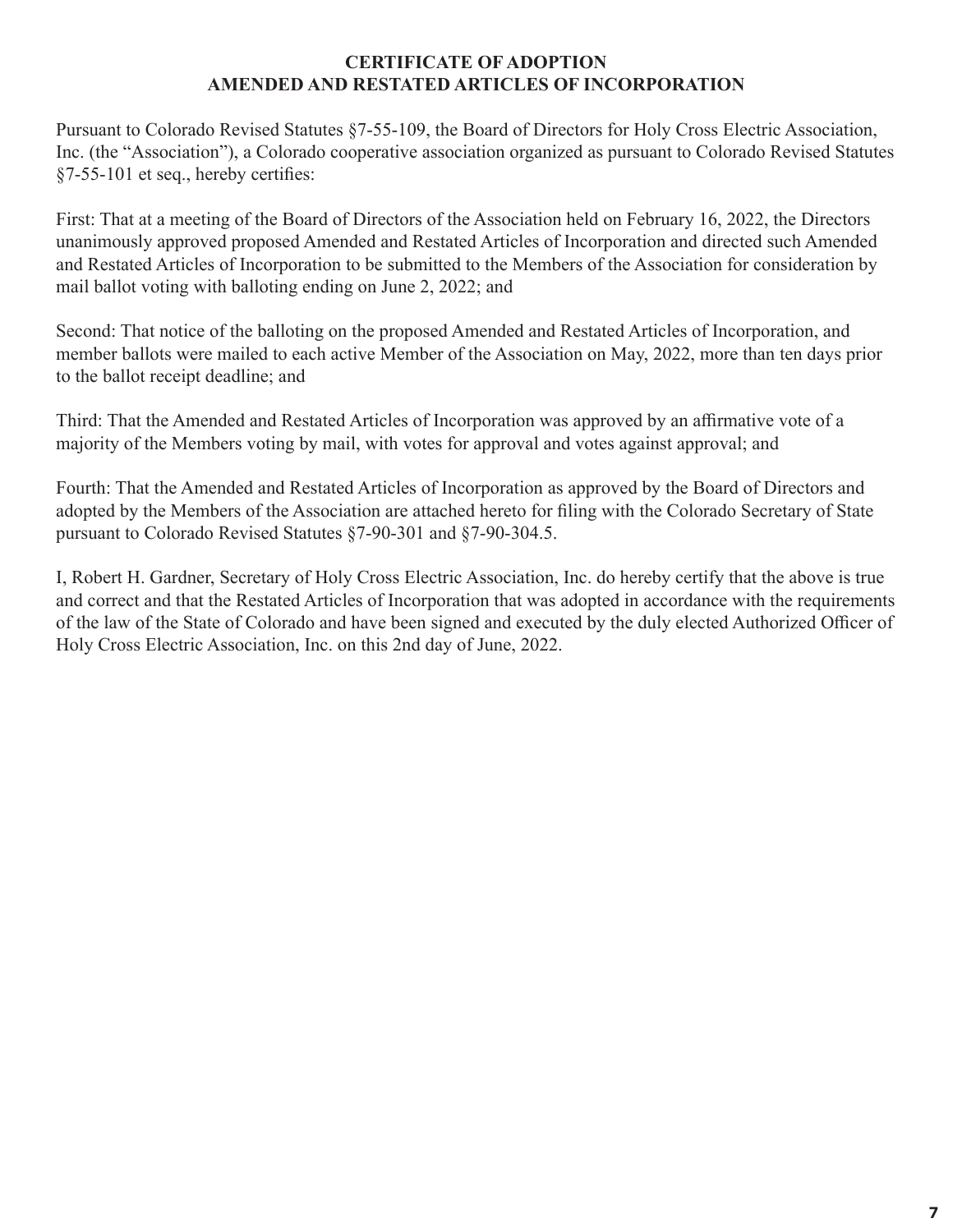**CERTIFICATE OF ADOPTION**
**AMENDED AND RESTATED ARTICLES OF INCORPORATION**

Pursuant to Colorado Revised Statutes §7-55-109, the Board of Directors for Holy Cross Electric Association, Inc. (the "Association"), a Colorado cooperative association organized as pursuant to Colorado Revised Statutes §7-55-101 et seq., hereby certifies:

First: That at a meeting of the Board of Directors of the Association held on February 16, 2022, the Directors unanimously approved proposed Amended and Restated Articles of Incorporation and directed such Amended and Restated Articles of Incorporation to be submitted to the Members of the Association for consideration by mail ballot voting with balloting ending on June 2, 2022; and

Second: That notice of the balloting on the proposed Amended and Restated Articles of Incorporation, and member ballots were mailed to each active Member of the Association on May, 2022, more than ten days prior to the ballot receipt deadline; and

Third: That the Amended and Restated Articles of Incorporation was approved by an affirmative vote of a majority of the Members voting by mail, with votes for approval and votes against approval; and

Fourth: That the Amended and Restated Articles of Incorporation as approved by the Board of Directors and adopted by the Members of the Association are attached hereto for filing with the Colorado Secretary of State pursuant to Colorado Revised Statutes §7-90-301 and §7-90-304.5.

I, Robert H. Gardner, Secretary of Holy Cross Electric Association, Inc. do hereby certify that the above is true and correct and that the Restated Articles of Incorporation that was adopted in accordance with the requirements of the law of the State of Colorado and have been signed and executed by the duly elected Authorized Officer of Holy Cross Electric Association, Inc. on this 2nd day of June, 2022.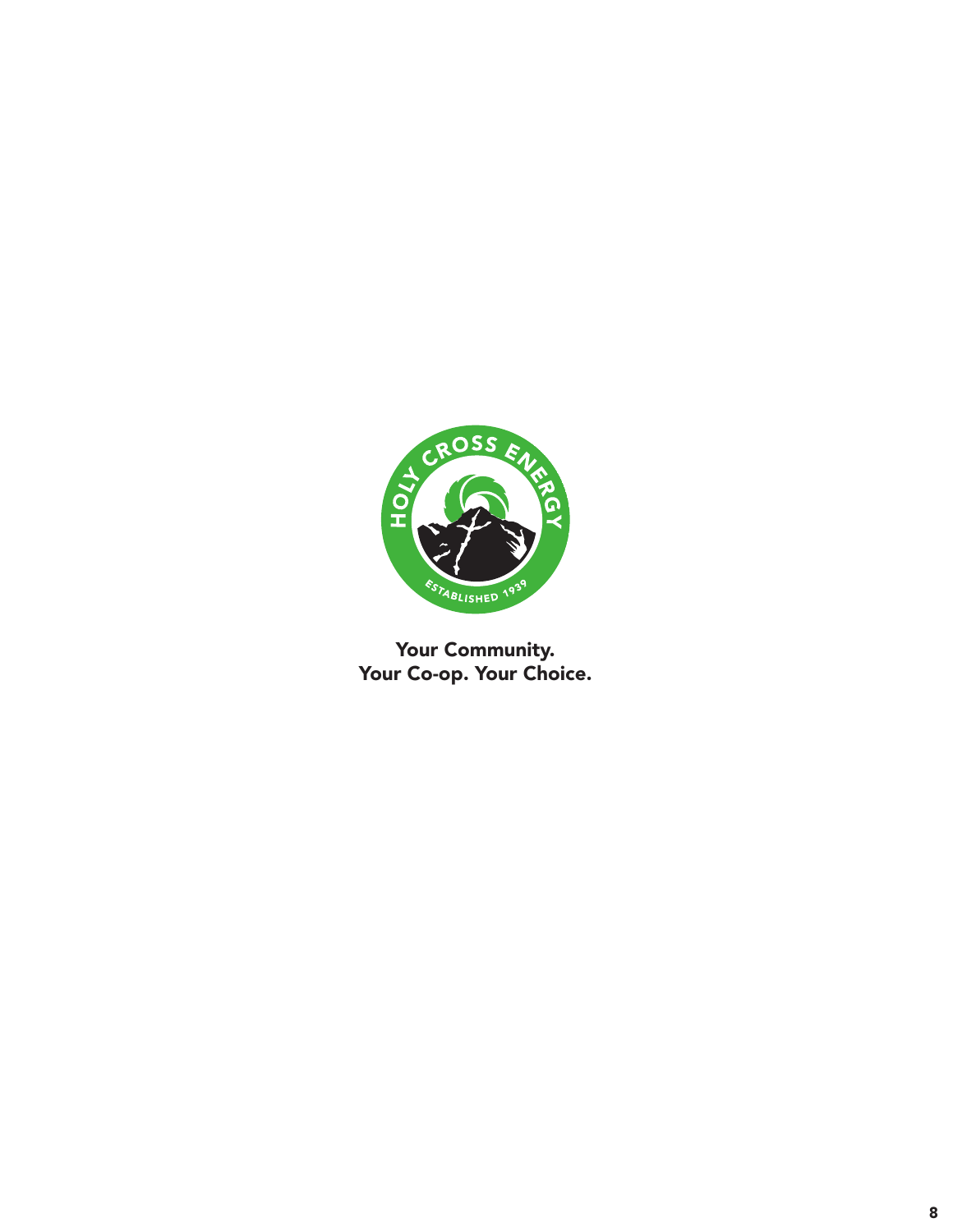Your Community.
Your Co-op. Your Choice.